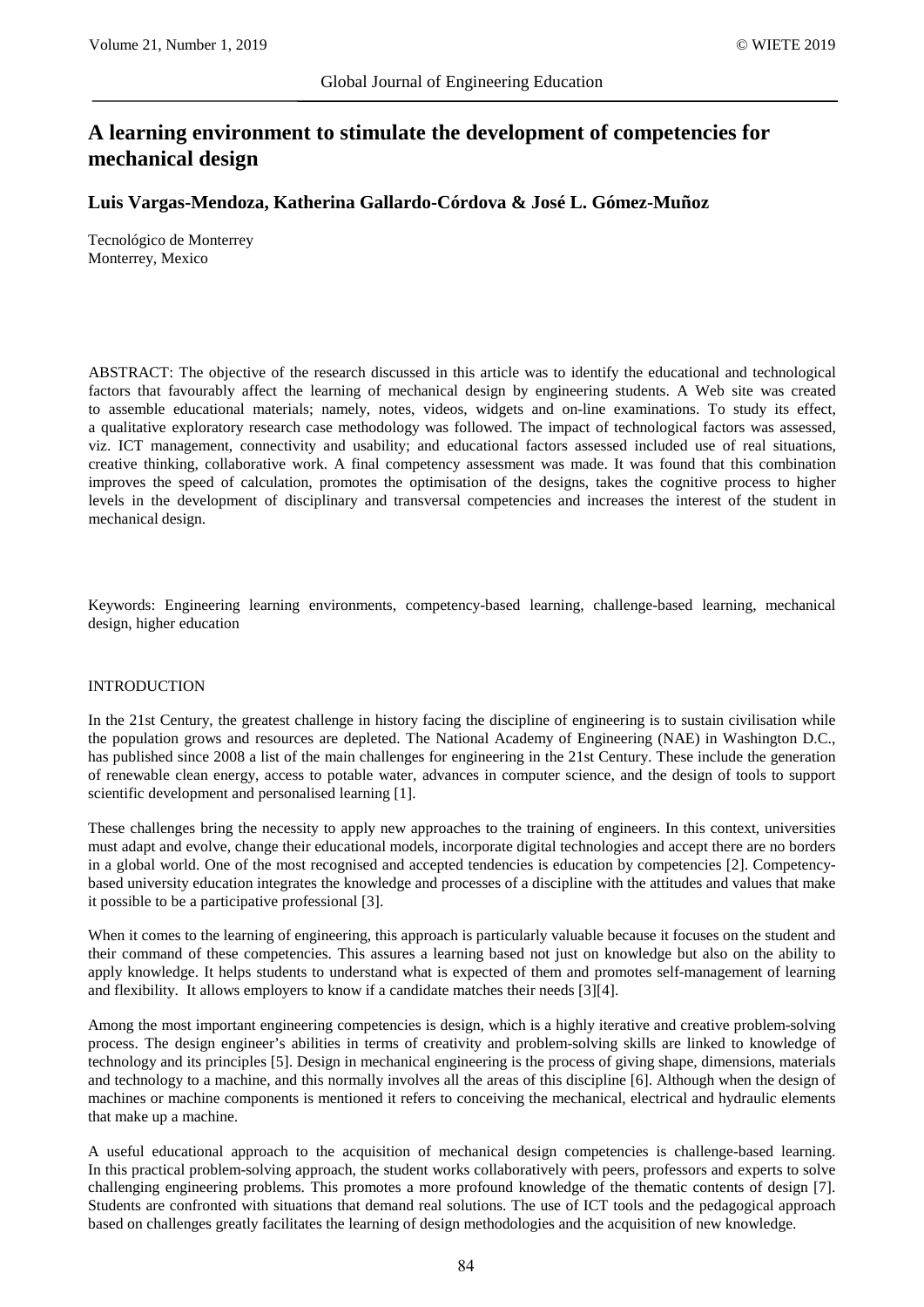# A learning environment to stimulate the development of competencies for mechanical design

**Luis Vargas-Mendoza, Katherina Gallardo-Córdova & José L. Gómez-Muñoz**

Tecnológico de Monterrey
Monterrey, Mexico

ABSTRACT: The objective of the research discussed in this article was to identify the educational and technological factors that favourably affect the learning of mechanical design by engineering students. A Web site was created to assemble educational materials; namely, notes, videos, widgets and on-line examinations. To study its effect, a qualitative exploratory research case methodology was followed. The impact of technological factors was assessed, viz. ICT management, connectivity and usability; and educational factors assessed included use of real situations, creative thinking, collaborative work. A final competency assessment was made. It was found that this combination improves the speed of calculation, promotes the optimisation of the designs, takes the cognitive process to higher levels in the development of disciplinary and transversal competencies and increases the interest of the student in mechanical design.

Keywords: Engineering learning environments, competency-based learning, challenge-based learning, mechanical design, higher education

## INTRODUCTION

In the 21st Century, the greatest challenge in history facing the discipline of engineering is to sustain civilisation while the population grows and resources are depleted. The National Academy of Engineering (NAE) in Washington D.C., has published since 2008 a list of the main challenges for engineering in the 21st Century. These include the generation of renewable clean energy, access to potable water, advances in computer science, and the design of tools to support scientific development and personalised learning [1].

These challenges bring the necessity to apply new approaches to the training of engineers. In this context, universities must adapt and evolve, change their educational models, incorporate digital technologies and accept there are no borders in a global world. One of the most recognised and accepted tendencies is education by competencies [2]. Competency-based university education integrates the knowledge and processes of a discipline with the attitudes and values that make it possible to be a participative professional [3].

When it comes to the learning of engineering, this approach is particularly valuable because it focuses on the student and their command of these competencies. This assures a learning based not just on knowledge but also on the ability to apply knowledge. It helps students to understand what is expected of them and promotes self-management of learning and flexibility. It allows employers to know if a candidate matches their needs [3][4].

Among the most important engineering competencies is design, which is a highly iterative and creative problem-solving process. The design engineer's abilities in terms of creativity and problem-solving skills are linked to knowledge of technology and its principles [5]. Design in mechanical engineering is the process of giving shape, dimensions, materials and technology to a machine, and this normally involves all the areas of this discipline [6]. Although when the design of machines or machine components is mentioned it refers to conceiving the mechanical, electrical and hydraulic elements that make up a machine.

A useful educational approach to the acquisition of mechanical design competencies is challenge-based learning. In this practical problem-solving approach, the student works collaboratively with peers, professors and experts to solve challenging engineering problems. This promotes a more profound knowledge of the thematic contents of design [7]. Students are confronted with situations that demand real solutions. The use of ICT tools and the pedagogical approach based on challenges greatly facilitates the learning of design methodologies and the acquisition of new knowledge.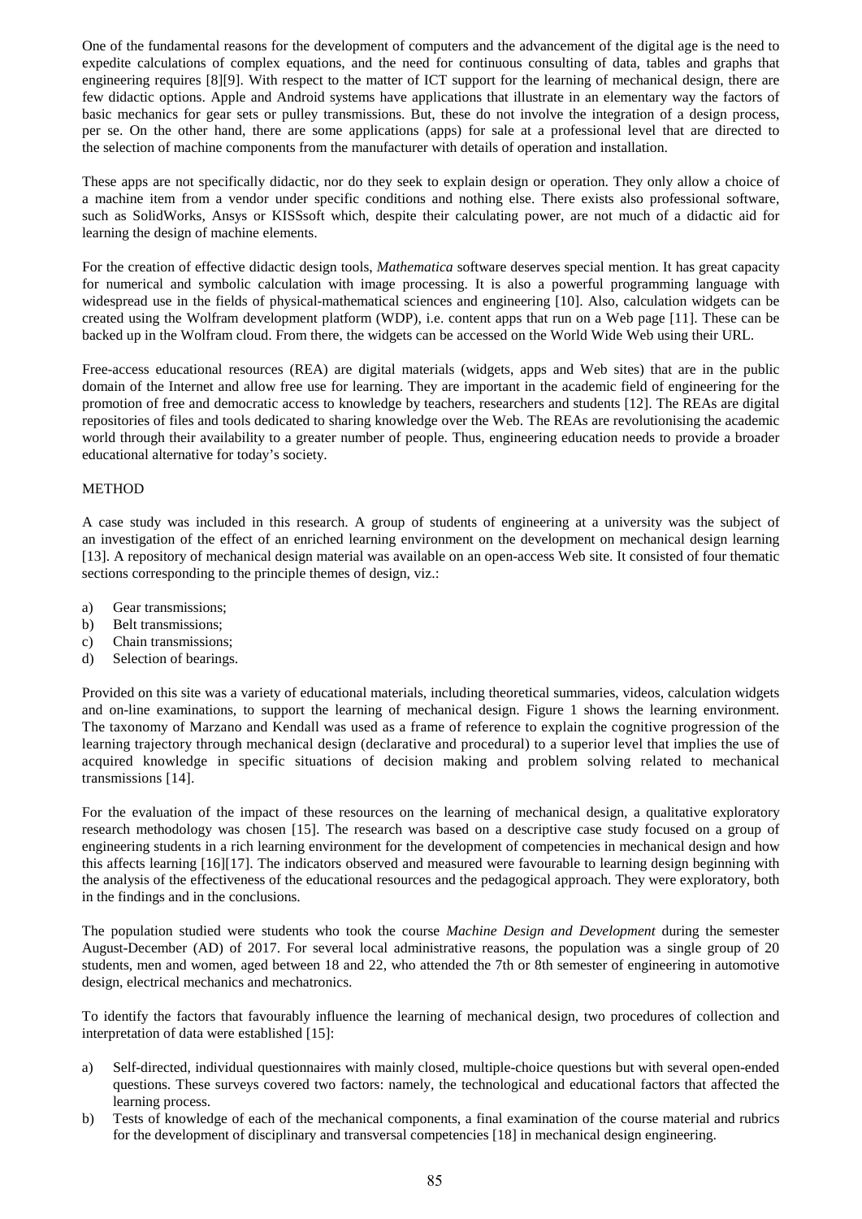One of the fundamental reasons for the development of computers and the advancement of the digital age is the need to expedite calculations of complex equations, and the need for continuous consulting of data, tables and graphs that engineering requires [8][9]. With respect to the matter of ICT support for the learning of mechanical design, there are few didactic options. Apple and Android systems have applications that illustrate in an elementary way the factors of basic mechanics for gear sets or pulley transmissions. But, these do not involve the integration of a design process, per se. On the other hand, there are some applications (apps) for sale at a professional level that are directed to the selection of machine components from the manufacturer with details of operation and installation.

These apps are not specifically didactic, nor do they seek to explain design or operation. They only allow a choice of a machine item from a vendor under specific conditions and nothing else. There exists also professional software, such as SolidWorks, Ansys or KISSsoft which, despite their calculating power, are not much of a didactic aid for learning the design of machine elements.

For the creation of effective didactic design tools, *Mathematica* software deserves special mention. It has great capacity for numerical and symbolic calculation with image processing. It is also a powerful programming language with widespread use in the fields of physical-mathematical sciences and engineering [10]. Also, calculation widgets can be created using the Wolfram development platform (WDP), i.e. content apps that run on a Web page [11]. These can be backed up in the Wolfram cloud. From there, the widgets can be accessed on the World Wide Web using their URL.

Free-access educational resources (REA) are digital materials (widgets, apps and Web sites) that are in the public domain of the Internet and allow free use for learning. They are important in the academic field of engineering for the promotion of free and democratic access to knowledge by teachers, researchers and students [12]. The REAs are digital repositories of files and tools dedicated to sharing knowledge over the Web. The REAs are revolutionising the academic world through their availability to a greater number of people. Thus, engineering education needs to provide a broader educational alternative for today's society.

## METHOD

A case study was included in this research. A group of students of engineering at a university was the subject of an investigation of the effect of an enriched learning environment on the development on mechanical design learning [13]. A repository of mechanical design material was available on an open-access Web site. It consisted of four thematic sections corresponding to the principle themes of design, viz.:

a) Gear transmissions;
b) Belt transmissions;
c) Chain transmissions;
d) Selection of bearings.

Provided on this site was a variety of educational materials, including theoretical summaries, videos, calculation widgets and on-line examinations, to support the learning of mechanical design. Figure 1 shows the learning environment. The taxonomy of Marzano and Kendall was used as a frame of reference to explain the cognitive progression of the learning trajectory through mechanical design (declarative and procedural) to a superior level that implies the use of acquired knowledge in specific situations of decision making and problem solving related to mechanical transmissions [14].

For the evaluation of the impact of these resources on the learning of mechanical design, a qualitative exploratory research methodology was chosen [15]. The research was based on a descriptive case study focused on a group of engineering students in a rich learning environment for the development of competencies in mechanical design and how this affects learning [16][17]. The indicators observed and measured were favourable to learning design beginning with the analysis of the effectiveness of the educational resources and the pedagogical approach. They were exploratory, both in the findings and in the conclusions.

The population studied were students who took the course *Machine Design and Development* during the semester August-December (AD) of 2017. For several local administrative reasons, the population was a single group of 20 students, men and women, aged between 18 and 22, who attended the 7th or 8th semester of engineering in automotive design, electrical mechanics and mechatronics.

To identify the factors that favourably influence the learning of mechanical design, two procedures of collection and interpretation of data were established [15]:

a) Self-directed, individual questionnaires with mainly closed, multiple-choice questions but with several open-ended questions. These surveys covered two factors: namely, the technological and educational factors that affected the learning process.
b) Tests of knowledge of each of the mechanical components, a final examination of the course material and rubrics for the development of disciplinary and transversal competencies [18] in mechanical design engineering.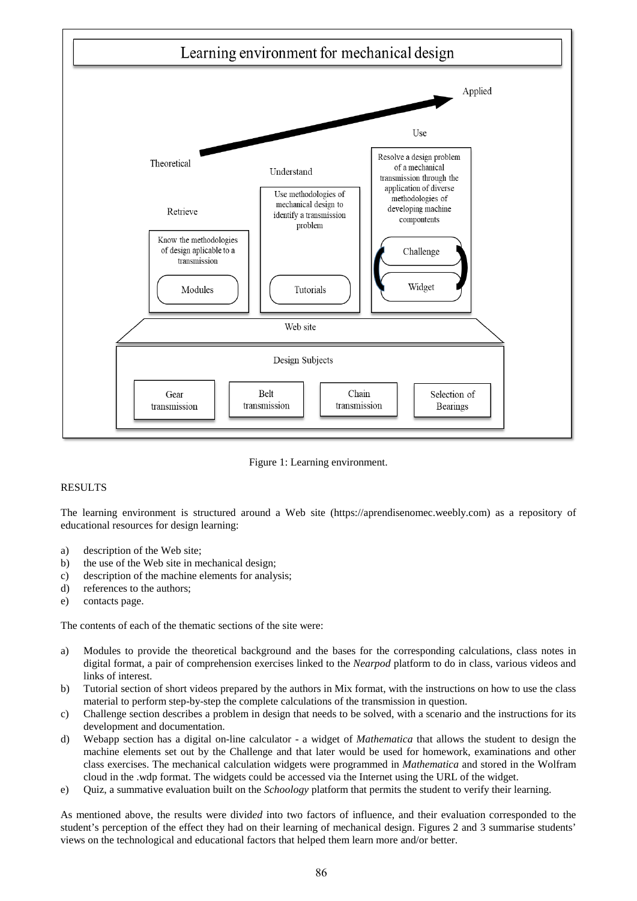Figure 1: Learning environment.

## RESULTS

The learning environment is structured around a Web site (https://aprendisenomec.weebly.com) as a repository of educational resources for design learning:

a) description of the Web site;
b) the use of the Web site in mechanical design;
c) description of the machine elements for analysis;
d) references to the authors;
e) contacts page.

The contents of each of the thematic sections of the site were:

a) Modules to provide the theoretical background and the bases for the corresponding calculations, class notes in digital format, a pair of comprehension exercises linked to the *Nearpod* platform to do in class, various videos and links of interest.
b) Tutorial section of short videos prepared by the authors in Mix format, with the instructions on how to use the class material to perform step-by-step the complete calculations of the transmission in question.
c) Challenge section describes a problem in design that needs to be solved, with a scenario and the instructions for its development and documentation.
d) Webapp section has a digital on-line calculator - a widget of *Mathematica* that allows the student to design the machine elements set out by the Challenge and that later would be used for homework, examinations and other class exercises. The mechanical calculation widgets were programmed in *Mathematica* and stored in the Wolfram cloud in the .wdp format. The widgets could be accessed via the Internet using the URL of the widget.
e) Quiz, a summative evaluation built on the *Schoology* platform that permits the student to verify their learning.

As mentioned above, the results were divid*ed* into two factors of influence, and their evaluation corresponded to the student's perception of the effect they had on their learning of mechanical design. Figures 2 and 3 summarise students' views on the technological and educational factors that helped them learn more and/or better.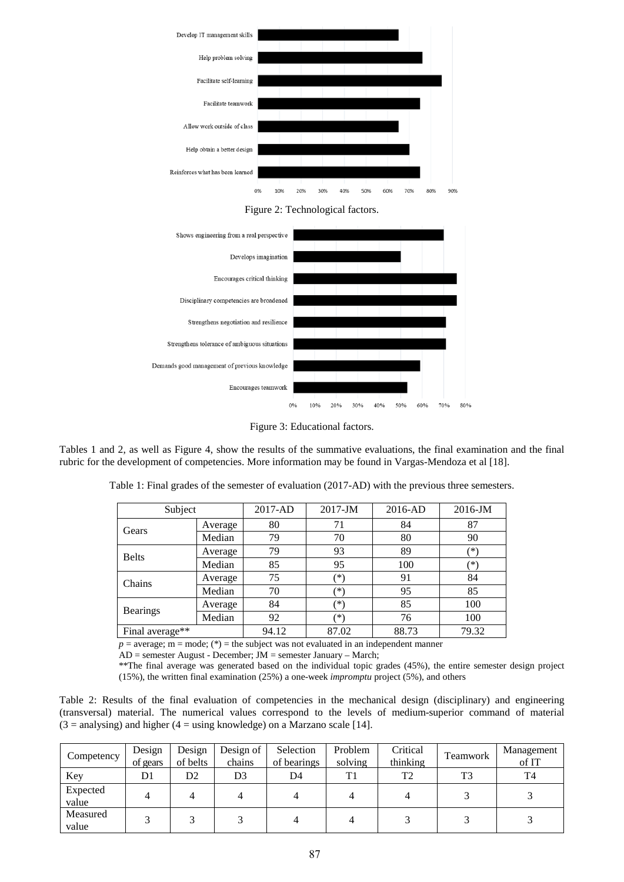Figure 2: Technological factors.

Figure 3: Educational factors.

Tables 1 and 2, as well as Figure 4, show the results of the summative evaluations, the final examination and the final rubric for the development of competencies. More information may be found in Vargas-Mendoza et al [18].

Table 1: Final grades of the semester of evaluation (2017-AD) with the previous three semesters.

| Subject | | 2017-AD | 2017-JM | 2016-AD | 2016-JM |
|---|---|---|---|---|---|
| Gears | Average | 80 | 71 | 84 | 87 |
| | Median | 79 | 70 | 80 | 90 |
| Belts | Average | 79 | 93 | 89 | (*) |
| | Median | 85 | 95 | 100 | (*) |
| Chains | Average | 75 | (*) | 91 | 84 |
| | Median | 70 | (*) | 95 | 85 |
| Bearings | Average | 84 | (*) | 85 | 100 |
| | Median | 92 | (*) | 76 | 100 |
| Final average** | | 94.12 | 87.02 | 88.73 | 79.32 |

$p$ = average; m = mode; (*) = the subject was not evaluated in an independent manner

AD = semester August - December; JM = semester January – March;

**The final average was generated based on the individual topic grades (45%), the entire semester design project (15%), the written final examination (25%) a one-week *impromptu* project (5%), and others

Table 2: Results of the final evaluation of competencies in the mechanical design (disciplinary) and engineering (transversal) material. The numerical values correspond to the levels of medium-superior command of material (3 = analysing) and higher (4 = using knowledge) on a Marzano scale [14].

| Competency | Design of gears | Design of belts | Design of chains | Selection of bearings | Problem solving | Critical thinking | Teamwork | Management of IT |
|---|---|---|---|---|---|---|---|---|
| Key | D1 | D2 | D3 | D4 | T1 | T2 | T3 | T4 |
| Expected value | 4 | 4 | 4 | 4 | 4 | 4 | 3 | 3 |
| Measured value | 3 | 3 | 3 | 4 | 4 | 3 | 3 | 3 |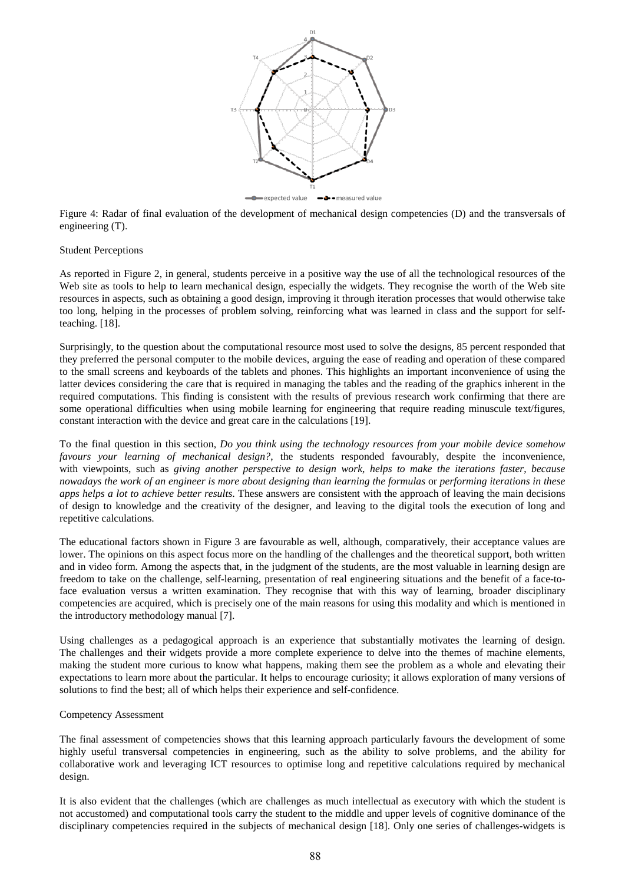Figure 4: Radar of final evaluation of the development of mechanical design competencies (D) and the transversals of engineering (T).

Student Perceptions

As reported in Figure 2, in general, students perceive in a positive way the use of all the technological resources of the Web site as tools to help to learn mechanical design, especially the widgets. They recognise the worth of the Web site resources in aspects, such as obtaining a good design, improving it through iteration processes that would otherwise take too long, helping in the processes of problem solving, reinforcing what was learned in class and the support for self-teaching. [18].

Surprisingly, to the question about the computational resource most used to solve the designs, 85 percent responded that they preferred the personal computer to the mobile devices, arguing the ease of reading and operation of these compared to the small screens and keyboards of the tablets and phones. This highlights an important inconvenience of using the latter devices considering the care that is required in managing the tables and the reading of the graphics inherent in the required computations. This finding is consistent with the results of previous research work confirming that there are some operational difficulties when using mobile learning for engineering that require reading minuscule text/figures, constant interaction with the device and great care in the calculations [19].

To the final question in this section, *Do you think using the technology resources from your mobile device somehow favours your learning of mechanical design?*, the students responded favourably, despite the inconvenience, with viewpoints, such as *giving another perspective to design work*, *helps to make the iterations faster*, *because nowadays the work of an engineer is more about designing than learning the formulas* or *performing iterations in these apps helps a lot to achieve better results*. These answers are consistent with the approach of leaving the main decisions of design to knowledge and the creativity of the designer, and leaving to the digital tools the execution of long and repetitive calculations.

The educational factors shown in Figure 3 are favourable as well, although, comparatively, their acceptance values are lower. The opinions on this aspect focus more on the handling of the challenges and the theoretical support, both written and in video form. Among the aspects that, in the judgment of the students, are the most valuable in learning design are freedom to take on the challenge, self-learning, presentation of real engineering situations and the benefit of a face-to-face evaluation versus a written examination. They recognise that with this way of learning, broader disciplinary competencies are acquired, which is precisely one of the main reasons for using this modality and which is mentioned in the introductory methodology manual [7].

Using challenges as a pedagogical approach is an experience that substantially motivates the learning of design. The challenges and their widgets provide a more complete experience to delve into the themes of machine elements, making the student more curious to know what happens, making them see the problem as a whole and elevating their expectations to learn more about the particular. It helps to encourage curiosity; it allows exploration of many versions of solutions to find the best; all of which helps their experience and self-confidence.

Competency Assessment

The final assessment of competencies shows that this learning approach particularly favours the development of some highly useful transversal competencies in engineering, such as the ability to solve problems, and the ability for collaborative work and leveraging ICT resources to optimise long and repetitive calculations required by mechanical design.

It is also evident that the challenges (which are challenges as much intellectual as executory with which the student is not accustomed) and computational tools carry the student to the middle and upper levels of cognitive dominance of the disciplinary competencies required in the subjects of mechanical design [18]. Only one series of challenges-widgets is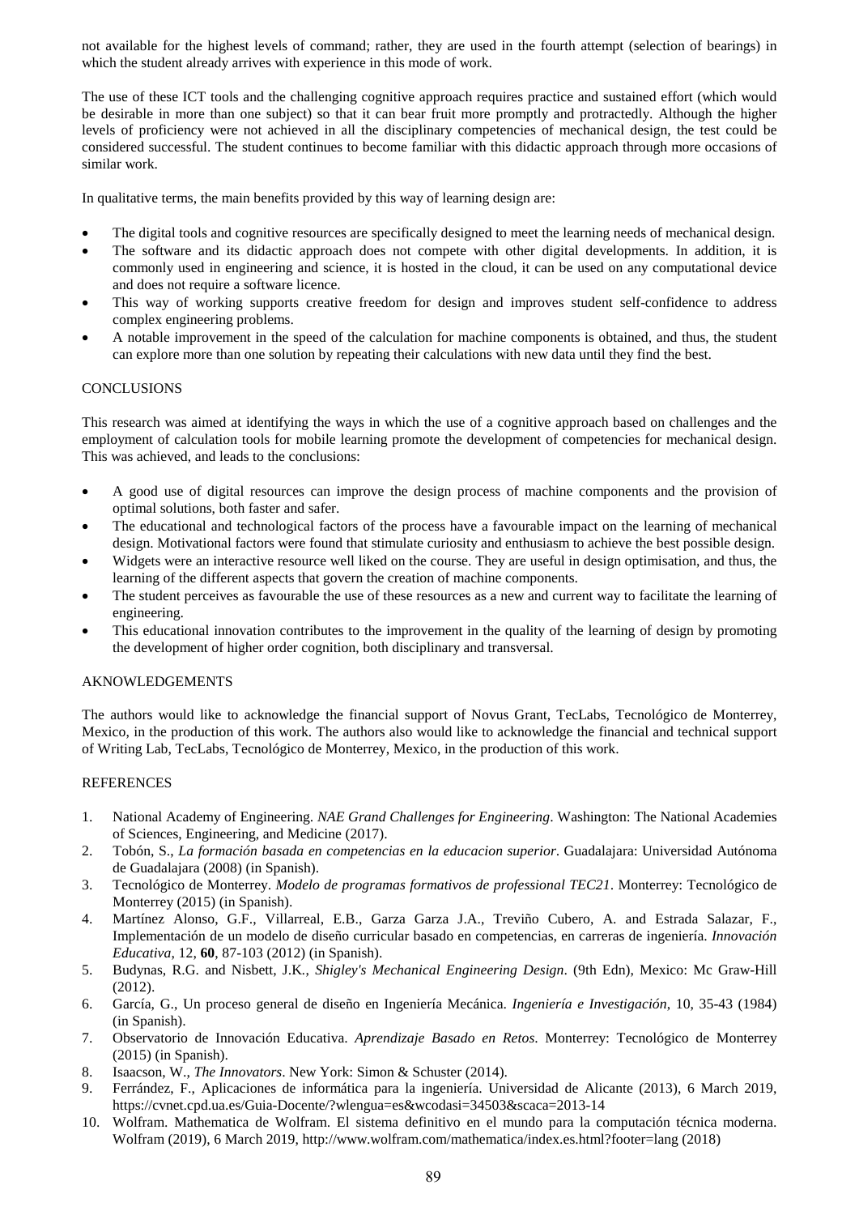not available for the highest levels of command; rather, they are used in the fourth attempt (selection of bearings) in which the student already arrives with experience in this mode of work.

The use of these ICT tools and the challenging cognitive approach requires practice and sustained effort (which would be desirable in more than one subject) so that it can bear fruit more promptly and protractedly. Although the higher levels of proficiency were not achieved in all the disciplinary competencies of mechanical design, the test could be considered successful. The student continues to become familiar with this didactic approach through more occasions of similar work.

In qualitative terms, the main benefits provided by this way of learning design are:

- The digital tools and cognitive resources are specifically designed to meet the learning needs of mechanical design.
- The software and its didactic approach does not compete with other digital developments. In addition, it is commonly used in engineering and science, it is hosted in the cloud, it can be used on any computational device and does not require a software licence.
- This way of working supports creative freedom for design and improves student self-confidence to address complex engineering problems.
- A notable improvement in the speed of the calculation for machine components is obtained, and thus, the student can explore more than one solution by repeating their calculations with new data until they find the best.

## CONCLUSIONS

This research was aimed at identifying the ways in which the use of a cognitive approach based on challenges and the employment of calculation tools for mobile learning promote the development of competencies for mechanical design. This was achieved, and leads to the conclusions:

- A good use of digital resources can improve the design process of machine components and the provision of optimal solutions, both faster and safer.
- The educational and technological factors of the process have a favourable impact on the learning of mechanical design. Motivational factors were found that stimulate curiosity and enthusiasm to achieve the best possible design.
- Widgets were an interactive resource well liked on the course. They are useful in design optimisation, and thus, the learning of the different aspects that govern the creation of machine components.
- The student perceives as favourable the use of these resources as a new and current way to facilitate the learning of engineering.
- This educational innovation contributes to the improvement in the quality of the learning of design by promoting the development of higher order cognition, both disciplinary and transversal.

## AKNOWLEDGEMENTS

The authors would like to acknowledge the financial support of Novus Grant, TecLabs, Tecnológico de Monterrey, Mexico, in the production of this work. The authors also would like to acknowledge the financial and technical support of Writing Lab, TecLabs, Tecnológico de Monterrey, Mexico, in the production of this work.

## REFERENCES

1. National Academy of Engineering. *NAE Grand Challenges for Engineering*. Washington: The National Academies of Sciences, Engineering, and Medicine (2017).
2. Tobón, S., *La formación basada en competencias en la educacion superior*. Guadalajara: Universidad Autónoma de Guadalajara (2008) (in Spanish).
3. Tecnológico de Monterrey. *Modelo de programas formativos de professional TEC21*. Monterrey: Tecnológico de Monterrey (2015) (in Spanish).
4. Martínez Alonso, G.F., Villarreal, E.B., Garza Garza J.A., Treviño Cubero, A. and Estrada Salazar, F., Implementación de un modelo de diseño curricular basado en competencias, en carreras de ingeniería. *Innovación Educativa*, 12, **60**, 87-103 (2012) (in Spanish).
5. Budynas, R.G. and Nisbett, J.K., *Shigley's Mechanical Engineering Design*. (9th Edn), Mexico: Mc Graw-Hill (2012).
6. García, G., Un proceso general de diseño en Ingeniería Mecánica. *Ingeniería e Investigación*, 10, 35-43 (1984) (in Spanish).
7. Observatorio de Innovación Educativa. *Aprendizaje Basado en Retos*. Monterrey: Tecnológico de Monterrey (2015) (in Spanish).
8. Isaacson, W., *The Innovators*. New York: Simon & Schuster (2014).
9. Ferrández, F., Aplicaciones de informática para la ingeniería. Universidad de Alicante (2013), 6 March 2019, https://cvnet.cpd.ua.es/Guia-Docente/?wlengua=es&wcodasi=34503&scaca=2013-14
10. Wolfram. Mathematica de Wolfram. El sistema definitivo en el mundo para la computación técnica moderna. Wolfram (2019), 6 March 2019, http://www.wolfram.com/mathematica/index.es.html?footer=lang (2018)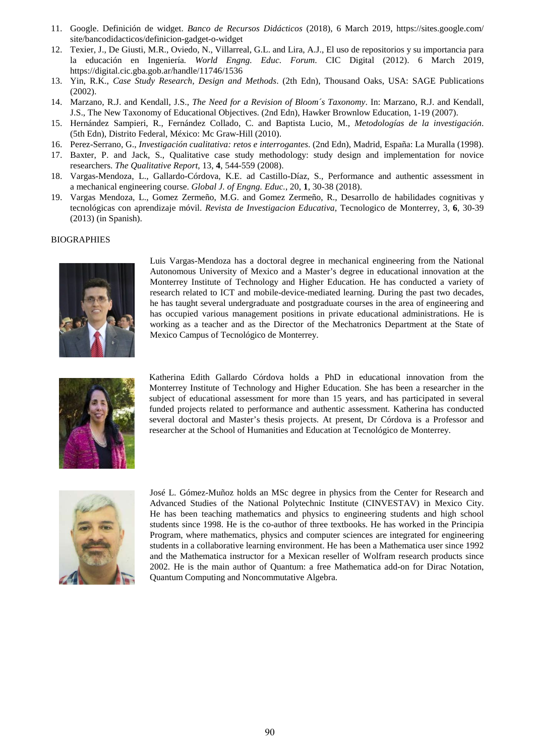11. Google. Definición de widget. *Banco de Recursos Didácticos* (2018), 6 March 2019, https://sites.google.com/site/bancodidacticos/definicion-gadget-o-widget
12. Texier, J., De Giusti, M.R., Oviedo, N., Villarreal, G.L. and Lira, A.J., El uso de repositorios y su importancia para la educación en Ingeniería. *World Engng. Educ. Forum*. CIC Digital (2012). 6 March 2019, https://digital.cic.gba.gob.ar/handle/11746/1536
13. Yin, R.K., *Case Study Research, Design and Methods*. (2th Edn), Thousand Oaks, USA: SAGE Publications (2002).
14. Marzano, R.J. and Kendall, J.S., *The Need for a Revision of Bloom´s Taxonomy*. In: Marzano, R.J. and Kendall, J.S., The New Taxonomy of Educational Objectives. (2nd Edn), Hawker Brownlow Education, 1-19 (2007).
15. Hernández Sampieri, R., Fernández Collado, C. and Baptista Lucio, M., *Metodologías de la investigación*. (5th Edn), Distrito Federal, México: Mc Graw-Hill (2010).
16. Perez-Serrano, G., *Investigación cualitativa: retos e interrogantes*. (2nd Edn), Madrid, España: La Muralla (1998).
17. Baxter, P. and Jack, S., Qualitative case study methodology: study design and implementation for novice researchers. *The Qualitative Report*, 13, **4**, 544-559 (2008).
18. Vargas-Mendoza, L., Gallardo-Córdova, K.E. ad Castillo-Díaz, S., Performance and authentic assessment in a mechanical engineering course. *Global J. of Engng. Educ.*, 20, **1**, 30-38 (2018).
19. Vargas Mendoza, L., Gomez Zermeño, M.G. and Gomez Zermeño, R., Desarrollo de habilidades cognitivas y tecnológicas con aprendizaje móvil. *Revista de Investigacion Educativa*, Tecnologico de Monterrey, 3, **6**, 30-39 (2013) (in Spanish).

BIOGRAPHIES

Luis Vargas-Mendoza has a doctoral degree in mechanical engineering from the National Autonomous University of Mexico and a Master's degree in educational innovation at the Monterrey Institute of Technology and Higher Education. He has conducted a variety of research related to ICT and mobile-device-mediated learning. During the past two decades, he has taught several undergraduate and postgraduate courses in the area of engineering and has occupied various management positions in private educational administrations. He is working as a teacher and as the Director of the Mechatronics Department at the State of Mexico Campus of Tecnológico de Monterrey.

Katherina Edith Gallardo Córdova holds a PhD in educational innovation from the Monterrey Institute of Technology and Higher Education. She has been a researcher in the subject of educational assessment for more than 15 years, and has participated in several funded projects related to performance and authentic assessment. Katherina has conducted several doctoral and Master's thesis projects. At present, Dr Córdova is a Professor and researcher at the School of Humanities and Education at Tecnológico de Monterrey.

José L. Gómez-Muñoz holds an MSc degree in physics from the Center for Research and Advanced Studies of the National Polytechnic Institute (CINVESTAV) in Mexico City. He has been teaching mathematics and physics to engineering students and high school students since 1998. He is the co-author of three textbooks. He has worked in the Principia Program, where mathematics, physics and computer sciences are integrated for engineering students in a collaborative learning environment. He has been a Mathematica user since 1992 and the Mathematica instructor for a Mexican reseller of Wolfram research products since 2002. He is the main author of Quantum: a free Mathematica add-on for Dirac Notation, Quantum Computing and Noncommutative Algebra.